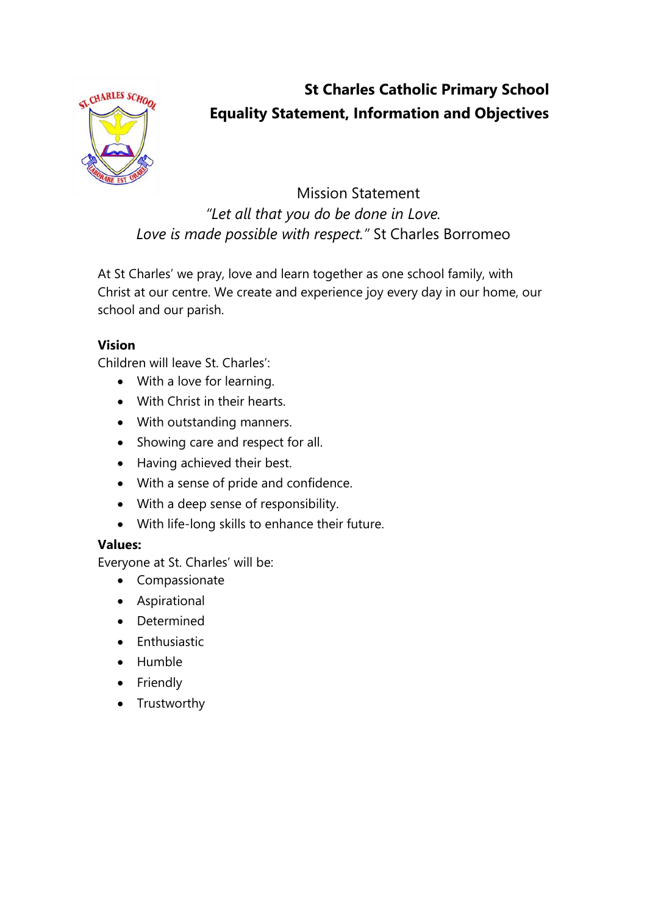# St Charles Catholic Primary School
# Equality Statement, Information and Objectives

Mission Statement

*"Let all that you do be done in Love.*
*Love is made possible with respect."* St Charles Borromeo

At St Charles' we pray, love and learn together as one school family, with Christ at our centre. We create and experience joy every day in our home, our school and our parish.

**Vision**

Children will leave St. Charles':

- With a love for learning.
- With Christ in their hearts.
- With outstanding manners.
- Showing care and respect for all.
- Having achieved their best.
- With a sense of pride and confidence.
- With a deep sense of responsibility.
- With life-long skills to enhance their future.

**Values:**

Everyone at St. Charles' will be:

- Compassionate
- Aspirational
- Determined
- Enthusiastic
- Humble
- Friendly
- Trustworthy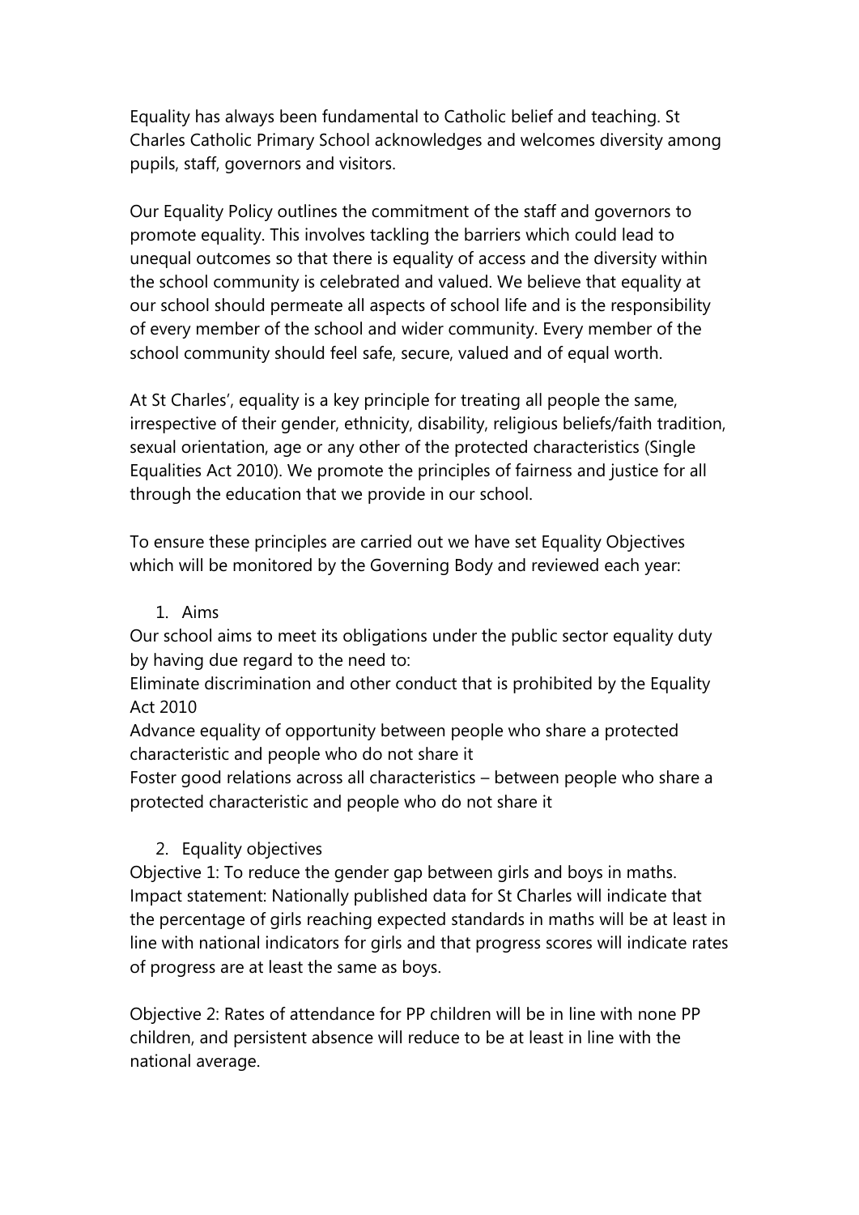Equality has always been fundamental to Catholic belief and teaching. St Charles Catholic Primary School acknowledges and welcomes diversity among pupils, staff, governors and visitors.

Our Equality Policy outlines the commitment of the staff and governors to promote equality. This involves tackling the barriers which could lead to unequal outcomes so that there is equality of access and the diversity within the school community is celebrated and valued. We believe that equality at our school should permeate all aspects of school life and is the responsibility of every member of the school and wider community. Every member of the school community should feel safe, secure, valued and of equal worth.

At St Charles', equality is a key principle for treating all people the same, irrespective of their gender, ethnicity, disability, religious beliefs/faith tradition, sexual orientation, age or any other of the protected characteristics (Single Equalities Act 2010). We promote the principles of fairness and justice for all through the education that we provide in our school.

To ensure these principles are carried out we have set Equality Objectives which will be monitored by the Governing Body and reviewed each year:

1. Aims

Our school aims to meet its obligations under the public sector equality duty by having due regard to the need to:

Eliminate discrimination and other conduct that is prohibited by the Equality Act 2010

Advance equality of opportunity between people who share a protected characteristic and people who do not share it

Foster good relations across all characteristics – between people who share a protected characteristic and people who do not share it

2. Equality objectives

Objective 1: To reduce the gender gap between girls and boys in maths.
Impact statement: Nationally published data for St Charles will indicate that the percentage of girls reaching expected standards in maths will be at least in line with national indicators for girls and that progress scores will indicate rates of progress are at least the same as boys.

Objective 2: Rates of attendance for PP children will be in line with none PP children, and persistent absence will reduce to be at least in line with the national average.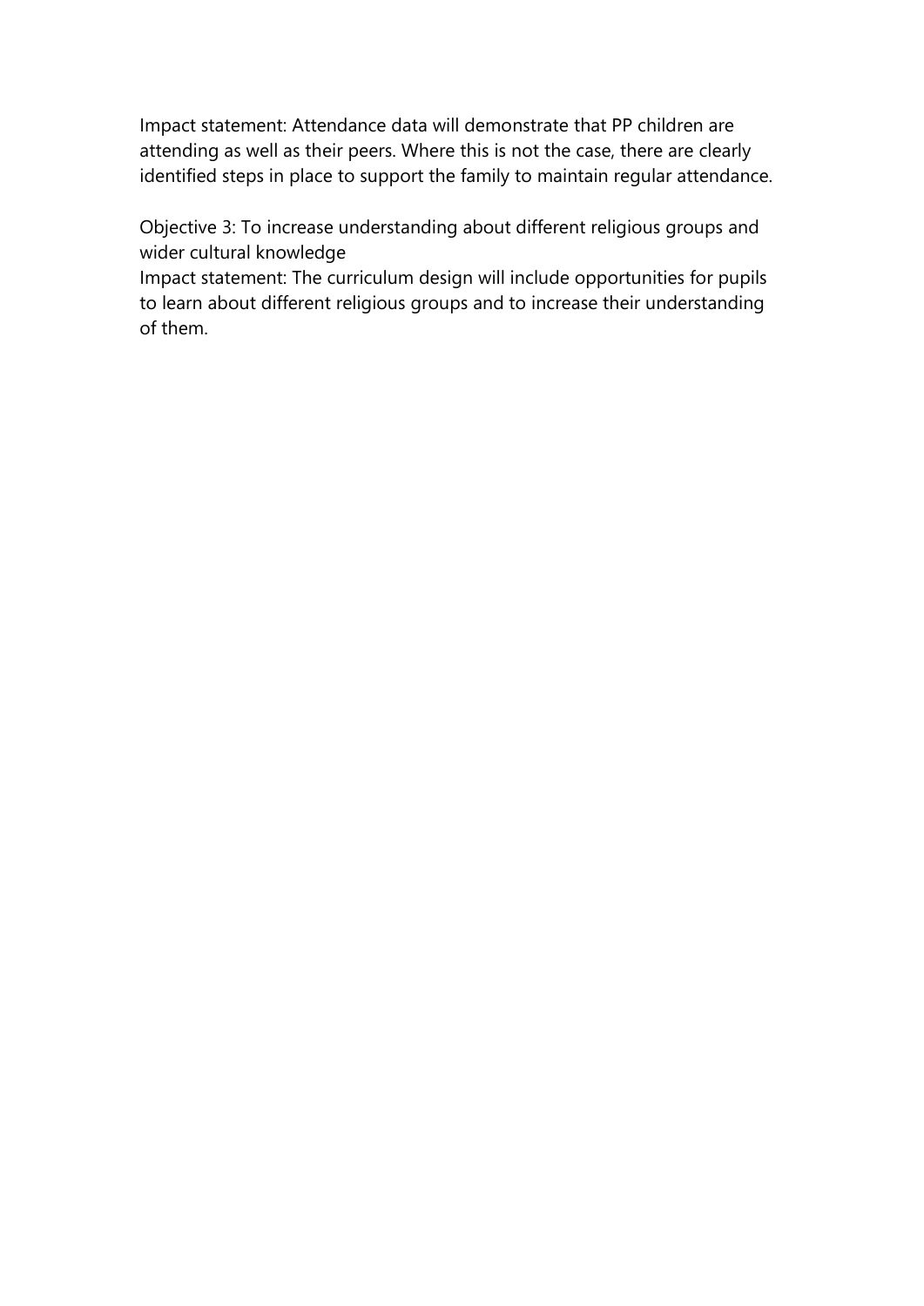Impact statement: Attendance data will demonstrate that PP children are attending as well as their peers. Where this is not the case, there are clearly identified steps in place to support the family to maintain regular attendance.

Objective 3: To increase understanding about different religious groups and wider cultural knowledge
Impact statement: The curriculum design will include opportunities for pupils to learn about different religious groups and to increase their understanding of them.